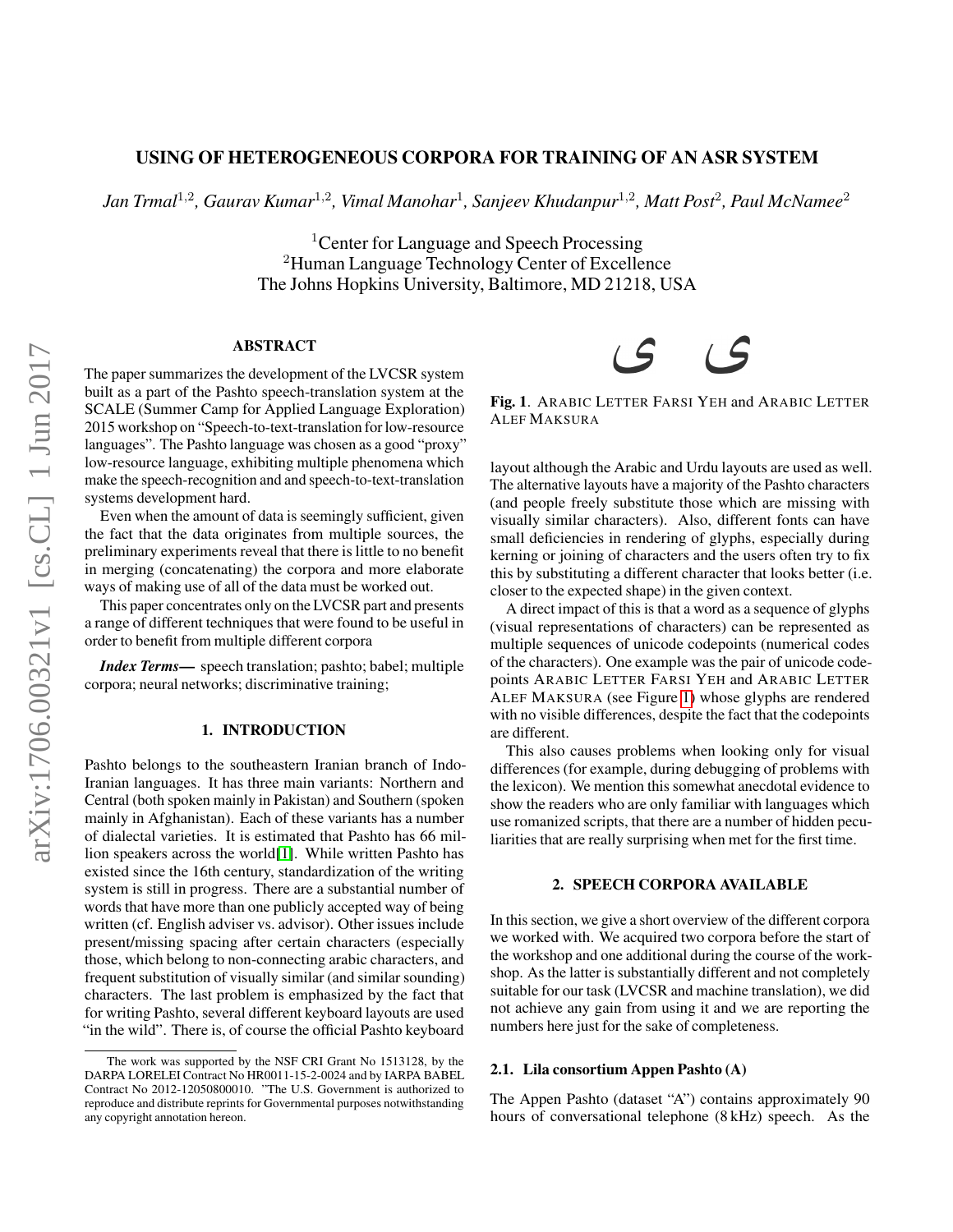# USING OF HETEROGENEOUS CORPORA FOR TRAINING OF AN ASR SYSTEM

*Jan Trmal[1,2], Gaurav Kumar[1,2], Vimal Manohar[1], Sanjeev Khudanpur[1,2], Matt Post[2], Paul McNamee[2]*

[1]Center for Language and Speech Processing
[2]Human Language Technology Center of Excellence
The Johns Hopkins University, Baltimore, MD 21218, USA

## ABSTRACT

The paper summarizes the development of the LVCSR system built as a part of the Pashto speech-translation system at the SCALE (Summer Camp for Applied Language Exploration) 2015 workshop on "Speech-to-text-translation for low-resource languages". The Pashto language was chosen as a good "proxy" low-resource language, exhibiting multiple phenomena which make the speech-recognition and and speech-to-text-translation systems development hard.

Even when the amount of data is seemingly sufficient, given the fact that the data originates from multiple sources, the preliminary experiments reveal that there is little to no benefit in merging (concatenating) the corpora and more elaborate ways of making use of all of the data must be worked out.

This paper concentrates only on the LVCSR part and presents a range of different techniques that were found to be useful in order to benefit from multiple different corpora

***Index Terms*—** speech translation; pashto; babel; multiple corpora; neural networks; discriminative training;

## 1. INTRODUCTION

Pashto belongs to the southeastern Iranian branch of Indo-Iranian languages. It has three main variants: Northern and Central (both spoken mainly in Pakistan) and Southern (spoken mainly in Afghanistan). Each of these variants has a number of dialectal varieties. It is estimated that Pashto has 66 million speakers across the world[1]. While written Pashto has existed since the 16th century, standardization of the writing system is still in progress. There are a substantial number of words that have more than one publicly accepted way of being written (cf. English adviser vs. advisor). Other issues include present/missing spacing after certain characters (especially those, which belong to non-connecting arabic characters, and frequent substitution of visually similar (and similar sounding) characters. The last problem is emphasized by the fact that for writing Pashto, several different keyboard layouts are used "in the wild". There is, of course the official Pashto keyboard layout although the Arabic and Urdu layouts are used as well. The alternative layouts have a majority of the Pashto characters (and people freely substitute those which are missing with visually similar characters). Also, different fonts can have small deficiencies in rendering of glyphs, especially during kerning or joining of characters and the users often try to fix this by substituting a different character that looks better (i.e. closer to the expected shape) in the given context.

ی ى

**Fig. 1**. ARABIC LETTER FARSI YEH and ARABIC LETTER ALEF MAKSURA

A direct impact of this is that a word as a sequence of glyphs (visual representations of characters) can be represented as multiple sequences of unicode codepoints (numerical codes of the characters). One example was the pair of unicode codepoints ARABIC LETTER FARSI YEH and ARABIC LETTER ALEF MAKSURA (see Figure 1) whose glyphs are rendered with no visible differences, despite the fact that the codepoints are different.

This also causes problems when looking only for visual differences (for example, during debugging of problems with the lexicon). We mention this somewhat anecdotal evidence to show the readers who are only familiar with languages which use romanized scripts, that there are a number of hidden peculiarities that are really surprising when met for the first time.

## 2. SPEECH CORPORA AVAILABLE

In this section, we give a short overview of the different corpora we worked with. We acquired two corpora before the start of the workshop and one additional during the course of the workshop. As the latter is substantially different and not completely suitable for our task (LVCSR and machine translation), we did not achieve any gain from using it and we are reporting the numbers here just for the sake of completeness.

### 2.1. Lila consortium Appen Pashto (A)

The Appen Pashto (dataset "A") contains approximately 90 hours of conversational telephone (8 kHz) speech. As the

The work was supported by the NSF CRI Grant No 1513128, by the DARPA LORELEI Contract No HR0011-15-2-0024 and by IARPA BABEL Contract No 2012-12050800010. "The U.S. Government is authorized to reproduce and distribute reprints for Governmental purposes notwithstanding any copyright annotation hereon.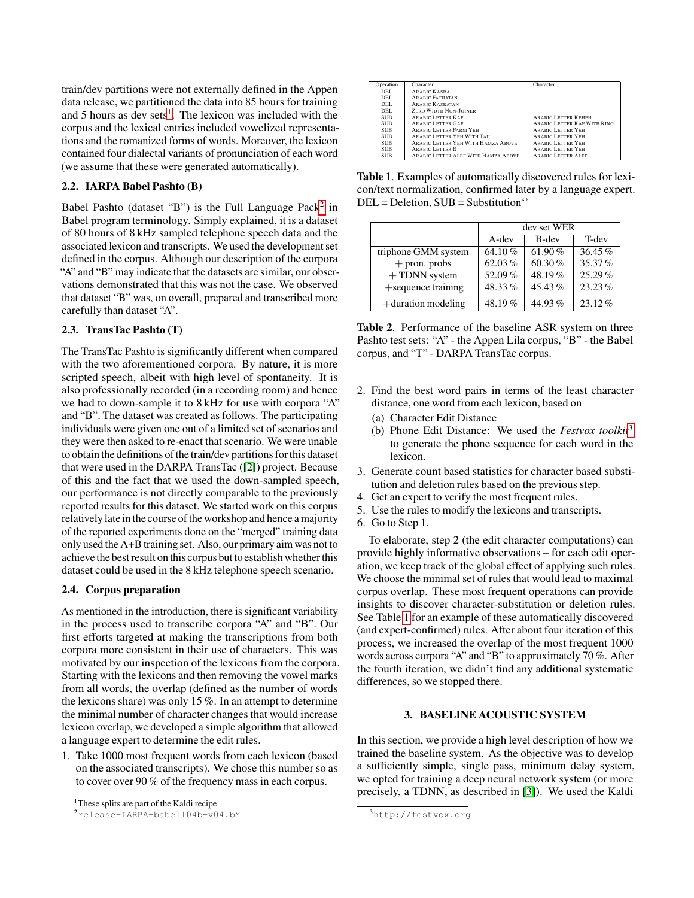train/dev partitions were not externally defined in the Appen data release, we partitioned the data into 85 hours for training and 5 hours as dev sets[1]. The lexicon was included with the corpus and the lexical entries included vowelized representations and the romanized forms of words. Moreover, the lexicon contained four dialectal variants of pronunciation of each word (we assume that these were generated automatically).

### 2.2. IARPA Babel Pashto (B)

Babel Pashto (dataset "B") is the Full Language Pack[2] in Babel program terminology. Simply explained, it is a dataset of 80 hours of 8 kHz sampled telephone speech data and the associated lexicon and transcripts. We used the development set defined in the corpus. Although our description of the corpora "A" and "B" may indicate that the datasets are similar, our observations demonstrated that this was not the case. We observed that dataset "B" was, on overall, prepared and transcribed more carefully than dataset "A".

### 2.3. TransTac Pashto (T)

The TransTac Pashto is significantly different when compared with the two aforementioned corpora. By nature, it is more scripted speech, albeit with high level of spontaneity. It is also professionally recorded (in a recording room) and hence we had to down-sample it to 8 kHz for use with corpora "A" and "B". The dataset was created as follows. The participating individuals were given one out of a limited set of scenarios and they were then asked to re-enact that scenario. We were unable to obtain the definitions of the train/dev partitions for this dataset that were used in the DARPA TransTac ([2]) project. Because of this and the fact that we used the down-sampled speech, our performance is not directly comparable to the previously reported results for this dataset. We started work on this corpus relatively late in the course of the workshop and hence a majority of the reported experiments done on the "merged" training data only used the A+B training set. Also, our primary aim was not to achieve the best result on this corpus but to establish whether this dataset could be used in the 8 kHz telephone speech scenario.

### 2.4. Corpus preparation

As mentioned in the introduction, there is significant variability in the process used to transcribe corpora "A" and "B". Our first efforts targeted at making the transcriptions from both corpora more consistent in their use of characters. This was motivated by our inspection of the lexicons from the corpora. Starting with the lexicons and then removing the vowel marks from all words, the overlap (defined as the number of words the lexicons share) was only 15 %. In an attempt to determine the minimal number of character changes that would increase lexicon overlap, we developed a simple algorithm that allowed a language expert to determine the edit rules.

1. Take 1000 most frequent words from each lexicon (based on the associated transcripts). We chose this number so as to cover over 90 % of the frequency mass in each corpus.

| Operation | Character | Character |
|---|---|---|
| DEL | Arabic Kasra | |
| DEL | Arabic Fathatan | |
| DEL | Arabic Kasratan | |
| DEL | Zero Width Non-Joiner | |
| SUB | Arabic Letter Kaf | Arabic Letter Keheh |
| SUB | Arabic Letter Gaf | Arabic Letter Kaf With Ring |
| SUB | Arabic Letter Farsi Yeh | Arabic Letter Yeh |
| SUB | Arabic Letter Yeh With Tail | Arabic Letter Yeh |
| SUB | Arabic Letter Yeh With Hamza Above | Arabic Letter Yeh |
| SUB | Arabic Letter E | Arabic Letter Yeh |
| SUB | Arabic Letter Alef With Hamza Above | Arabic Letter Alef |

**Table 1**. Examples of automatically discovered rules for lexicon/text normalization, confirmed later by a language expert. DEL = Deletion, SUB = Substitution''

| | dev set WER | | |
|---|---|---|---|
| | A-dev | B-dev | T-dev |
| triphone GMM system | 64.10 % | 61.90 % | 36.45 % |
| + pron. probs | 62.03 % | 60.30 % | 35.37 % |
| + TDNN system | 52.09 % | 48.19 % | 25.29 % |
| +sequence training | 48.33 % | 45.43 % | 23.23 % |
| +duration modeling | 48.19 % | 44.93 % | 23.12 % |

**Table 2**. Performance of the baseline ASR system on three Pashto test sets: "A" - the Appen Lila corpus, "B" - the Babel corpus, and "T" - DARPA TransTac corpus.

2. Find the best word pairs in terms of the least character distance, one word from each lexicon, based on
   (a) Character Edit Distance
   (b) Phone Edit Distance: We used the *Festvox toolkit*[3] to generate the phone sequence for each word in the lexicon.
3. Generate count based statistics for character based substitution and deletion rules based on the previous step.
4. Get an expert to verify the most frequent rules.
5. Use the rules to modify the lexicons and transcripts.
6. Go to Step 1.

To elaborate, step 2 (the edit character computations) can provide highly informative observations – for each edit operation, we keep track of the global effect of applying such rules. We choose the minimal set of rules that would lead to maximal corpus overlap. These most frequent operations can provide insights to discover character-substitution or deletion rules. See Table 1 for an example of these automatically discovered (and expert-confirmed) rules. After about four iteration of this process, we increased the overlap of the most frequent 1000 words across corpora "A" and "B" to approximately 70 %. After the fourth iteration, we didn't find any additional systematic differences, so we stopped there.

## 3. BASELINE ACOUSTIC SYSTEM

In this section, we provide a high level description of how we trained the baseline system. As the objective was to develop a sufficiently simple, single pass, minimum delay system, we opted for training a deep neural network system (or more precisely, a TDNN, as described in [3]). We used the Kaldi

[1] These splits are part of the Kaldi recipe

[2] release-IARPA-babel104b-v04.bY

[3] http://festvox.org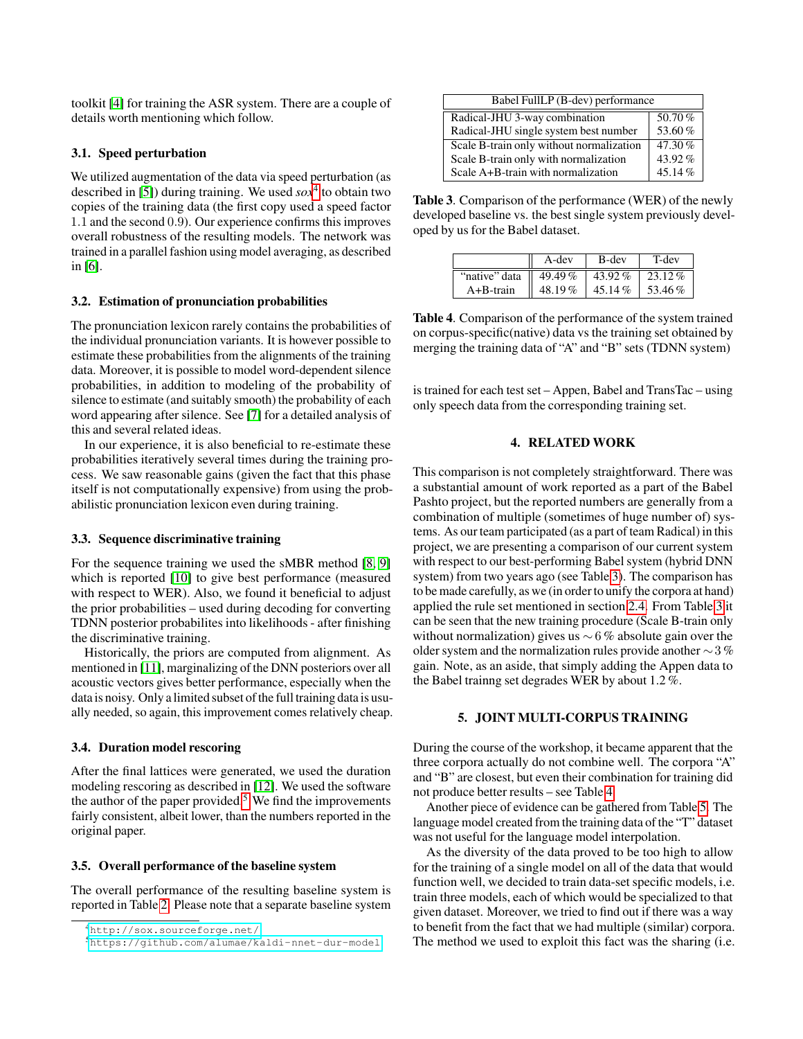toolkit [4] for training the ASR system. There are a couple of details worth mentioning which follow.

### 3.1. Speed perturbation

We utilized augmentation of the data via speed perturbation (as described in [5]) during training. We used *sox*[4] to obtain two copies of the training data (the first copy used a speed factor 1.1 and the second 0.9). Our experience confirms this improves overall robustness of the resulting models. The network was trained in a parallel fashion using model averaging, as described in [6].

### 3.2. Estimation of pronunciation probabilities

The pronunciation lexicon rarely contains the probabilities of the individual pronunciation variants. It is however possible to estimate these probabilities from the alignments of the training data. Moreover, it is possible to model word-dependent silence probabilities, in addition to modeling of the probability of silence to estimate (and suitably smooth) the probability of each word appearing after silence. See [7] for a detailed analysis of this and several related ideas.

In our experience, it is also beneficial to re-estimate these probabilities iteratively several times during the training process. We saw reasonable gains (given the fact that this phase itself is not computationally expensive) from using the probabilistic pronunciation lexicon even during training.

### 3.3. Sequence discriminative training

For the sequence training we used the sMBR method [8, 9] which is reported [10] to give best performance (measured with respect to WER). Also, we found it beneficial to adjust the prior probabilities – used during decoding for converting TDNN posterior probabilites into likelihoods - after finishing the discriminative training.

Historically, the priors are computed from alignment. As mentioned in [11], marginalizing of the DNN posteriors over all acoustic vectors gives better performance, especially when the data is noisy. Only a limited subset of the full training data is usually needed, so again, this improvement comes relatively cheap.

### 3.4. Duration model rescoring

After the final lattices were generated, we used the duration modeling rescoring as described in [12]. We used the software the author of the paper provided.[5] We find the improvements fairly consistent, albeit lower, than the numbers reported in the original paper.

### 3.5. Overall performance of the baseline system

The overall performance of the resulting baseline system is reported in Table 2. Please note that a separate baseline system is trained for each test set – Appen, Babel and TransTac – using only speech data from the corresponding training set.

[4] http://sox.sourceforge.net/

[5] https://github.com/alumae/kaldi-nnet-dur-model

| Babel FullLP (B-dev) performance | |
|---|---|
| Radical-JHU 3-way combination | 50.70 % |
| Radical-JHU single system best number | 53.60 % |
| Scale B-train only without normalization | 47.30 % |
| Scale B-train only with normalization | 43.92 % |
| Scale A+B-train with normalization | 45.14 % |

**Table 3**. Comparison of the performance (WER) of the newly developed baseline vs. the best single system previously developed by us for the Babel dataset.

| | A-dev | B-dev | T-dev |
|---|---|---|---|
| "native" data | 49.49 % | 43.92 % | 23.12 % |
| A+B-train | 48.19 % | 45.14 % | 53.46 % |

**Table 4**. Comparison of the performance of the system trained on corpus-specific(native) data vs the training set obtained by merging the training data of "A" and "B" sets (TDNN system)

## 4. RELATED WORK

This comparison is not completely straightforward. There was a substantial amount of work reported as a part of the Babel Pashto project, but the reported numbers are generally from a combination of multiple (sometimes of huge number of) systems. As our team participated (as a part of team Radical) in this project, we are presenting a comparison of our current system with respect to our best-performing Babel system (hybrid DNN system) from two years ago (see Table 3). The comparison has to be made carefully, as we (in order to unify the corpora at hand) applied the rule set mentioned in section 2.4. From Table 3 it can be seen that the new training procedure (Scale B-train only without normalization) gives us $\sim 6\,\%$ absolute gain over the older system and the normalization rules provide another $\sim 3\,\%$ gain. Note, as an aside, that simply adding the Appen data to the Babel trainng set degrades WER by about 1.2 %.

## 5. JOINT MULTI-CORPUS TRAINING

During the course of the workshop, it became apparent that the three corpora actually do not combine well. The corpora "A" and "B" are closest, but even their combination for training did not produce better results – see Table 4.

Another piece of evidence can be gathered from Table 5. The language model created from the training data of the "T" dataset was not useful for the language model interpolation.

As the diversity of the data proved to be too high to allow for the training of a single model on all of the data that would function well, we decided to train data-set specific models, i.e. train three models, each of which would be specialized to that given dataset. Moreover, we tried to find out if there was a way to benefit from the fact that we had multiple (similar) corpora. The method we used to exploit this fact was the sharing (i.e.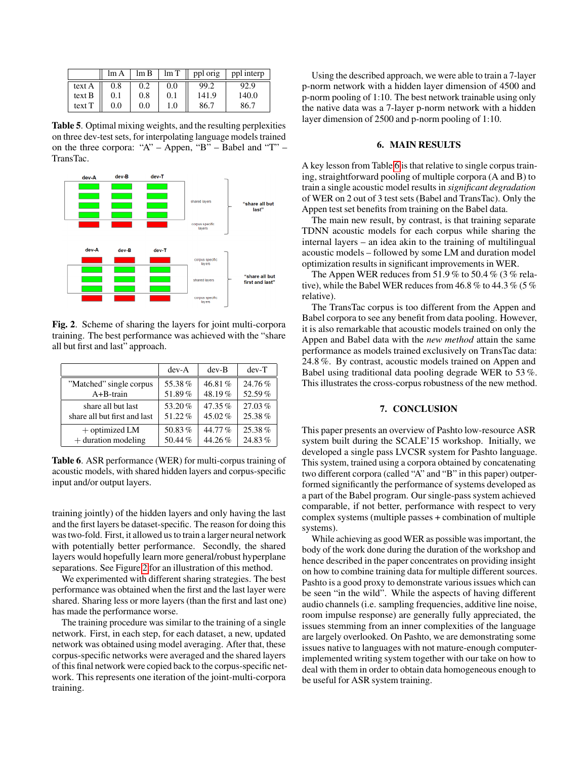|  | lm A | lm B | lm T | ppl orig | ppl interp |
|---|---|---|---|---|---|
| text A | 0.8 | 0.2 | 0.0 | 99.2 | 92.9 |
| text B | 0.1 | 0.8 | 0.1 | 141.9 | 140.0 |
| text T | 0.0 | 0.0 | 1.0 | 86.7 | 86.7 |

**Table 5**. Optimal mixing weights, and the resulting perplexities on three dev-test sets, for interpolating language models trained on the three corpora: "A" – Appen, "B" – Babel and "T" – TransTac.

**Fig. 2**. Scheme of sharing the layers for joint multi-corpora training. The best performance was achieved with the "share all but first and last" approach.

|  | dev-A | dev-B | dev-T |
|---|---|---|---|
| "Matched" single corpus | 55.38 % | 46.81 % | 24.76 % |
| A+B-train | 51.89 % | 48.19 % | 52.59 % |
| share all but last | 53.20 % | 47.35 % | 27.03 % |
| share all but first and last | 51.22 % | 45.02 % | 25.38 % |
| + optimized LM | 50.83 % | 44.77 % | 25.38 % |
| + duration modeling | 50.44 % | 44.26 % | 24.83 % |

**Table 6**. ASR performance (WER) for multi-corpus training of acoustic models, with shared hidden layers and corpus-specific input and/or output layers.

training jointly) of the hidden layers and only having the last and the first layers be dataset-specific. The reason for doing this was two-fold. First, it allowed us to train a larger neural network with potentially better performance. Secondly, the shared layers would hopefully learn more general/robust hyperplane separations. See Figure 2 for an illustration of this method.

We experimented with different sharing strategies. The best performance was obtained when the first and the last layer were shared. Sharing less or more layers (than the first and last one) has made the performance worse.

The training procedure was similar to the training of a single network. First, in each step, for each dataset, a new, updated network was obtained using model averaging. After that, these corpus-specific networks were averaged and the shared layers of this final network were copied back to the corpus-specific network. This represents one iteration of the joint-multi-corpora training.

Using the described approach, we were able to train a 7-layer p-norm network with a hidden layer dimension of 4500 and p-norm pooling of 1:10. The best network trainable using only the native data was a 7-layer p-norm network with a hidden layer dimension of 2500 and p-norm pooling of 1:10.

## 6. MAIN RESULTS

A key lesson from Table 6 is that relative to single corpus training, straightforward pooling of multiple corpora (A and B) to train a single acoustic model results in *significant degradation* of WER on 2 out of 3 test sets (Babel and TransTac). Only the Appen test set benefits from training on the Babel data.

The main new result, by contrast, is that training separate TDNN acoustic models for each corpus while sharing the internal layers – an idea akin to the training of multilingual acoustic models – followed by some LM and duration model optimization results in significant improvements in WER.

The Appen WER reduces from 51.9 % to 50.4 % (3 % relative), while the Babel WER reduces from 46.8 % to 44.3 % (5 % relative).

The TransTac corpus is too different from the Appen and Babel corpora to see any benefit from data pooling. However, it is also remarkable that acoustic models trained on only the Appen and Babel data with the *new method* attain the same performance as models trained exclusively on TransTac data: 24.8 %. By contrast, acoustic models trained on Appen and Babel using traditional data pooling degrade WER to 53 %. This illustrates the cross-corpus robustness of the new method.

## 7. CONCLUSION

This paper presents an overview of Pashto low-resource ASR system built during the SCALE'15 workshop. Initially, we developed a single pass LVCSR system for Pashto language. This system, trained using a corpora obtained by concatenating two different corpora (called "A" and "B" in this paper) outperformed significantly the performance of systems developed as a part of the Babel program. Our single-pass system achieved comparable, if not better, performance with respect to very complex systems (multiple passes + combination of multiple systems).

While achieving as good WER as possible was important, the body of the work done during the duration of the workshop and hence described in the paper concentrates on providing insight on how to combine training data for multiple different sources. Pashto is a good proxy to demonstrate various issues which can be seen "in the wild". While the aspects of having different audio channels (i.e. sampling frequencies, additive line noise, room impulse response) are generally fully appreciated, the issues stemming from an inner complexities of the language are largely overlooked. On Pashto, we are demonstrating some issues native to languages with not mature-enough computer-implemented writing system together with our take on how to deal with them in order to obtain data homogeneous enough to be useful for ASR system training.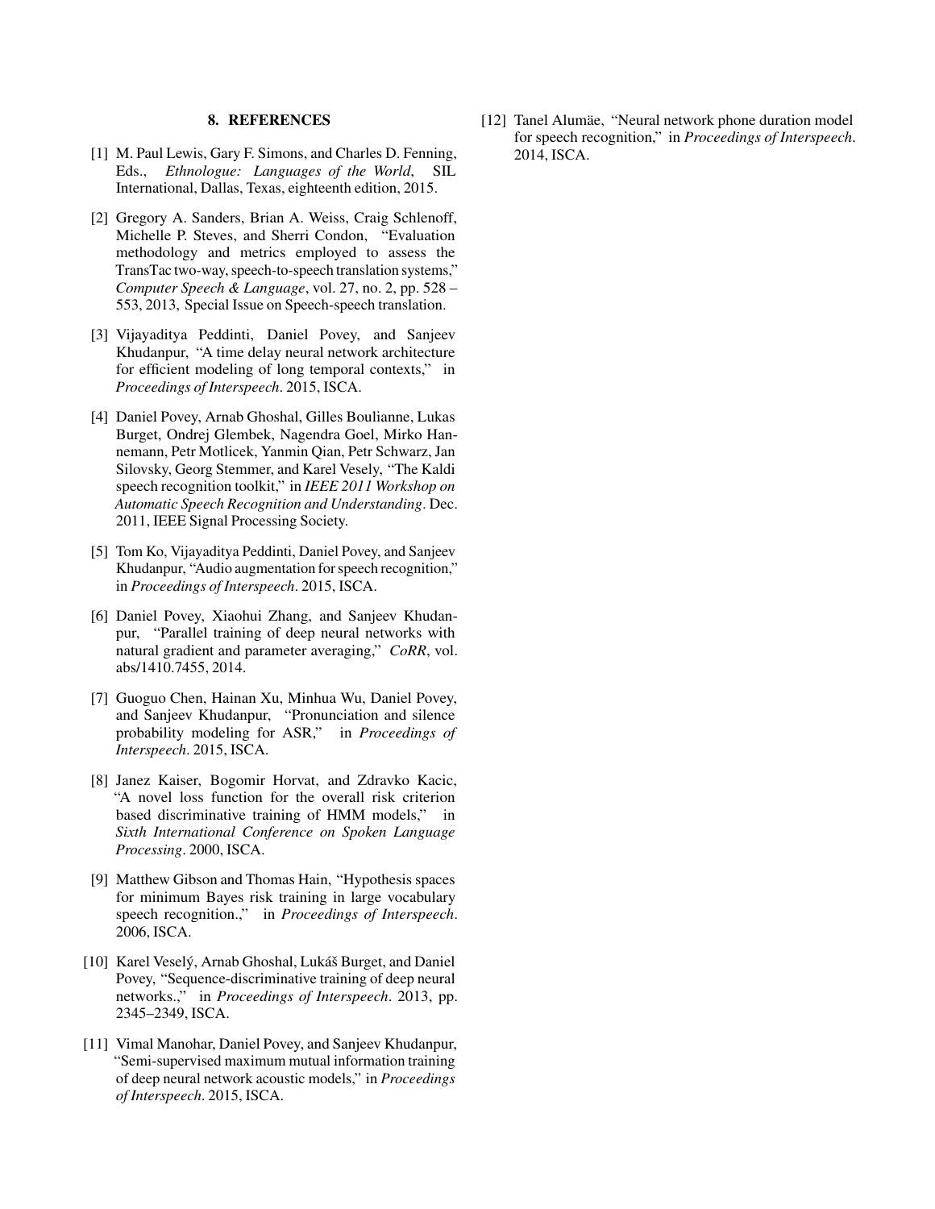## 8. REFERENCES

[1] M. Paul Lewis, Gary F. Simons, and Charles D. Fenning, Eds., *Ethnologue: Languages of the World*, SIL International, Dallas, Texas, eighteenth edition, 2015.

[2] Gregory A. Sanders, Brian A. Weiss, Craig Schlenoff, Michelle P. Steves, and Sherri Condon, "Evaluation methodology and metrics employed to assess the TransTac two-way, speech-to-speech translation systems," *Computer Speech & Language*, vol. 27, no. 2, pp. 528 – 553, 2013, Special Issue on Speech-speech translation.

[3] Vijayaditya Peddinti, Daniel Povey, and Sanjeev Khudanpur, "A time delay neural network architecture for efficient modeling of long temporal contexts," in *Proceedings of Interspeech*. 2015, ISCA.

[4] Daniel Povey, Arnab Ghoshal, Gilles Boulianne, Lukas Burget, Ondrej Glembek, Nagendra Goel, Mirko Hannemann, Petr Motlicek, Yanmin Qian, Petr Schwarz, Jan Silovsky, Georg Stemmer, and Karel Vesely, "The Kaldi speech recognition toolkit," in *IEEE 2011 Workshop on Automatic Speech Recognition and Understanding*. Dec. 2011, IEEE Signal Processing Society.

[5] Tom Ko, Vijayaditya Peddinti, Daniel Povey, and Sanjeev Khudanpur, "Audio augmentation for speech recognition," in *Proceedings of Interspeech*. 2015, ISCA.

[6] Daniel Povey, Xiaohui Zhang, and Sanjeev Khudanpur, "Parallel training of deep neural networks with natural gradient and parameter averaging," *CoRR*, vol. abs/1410.7455, 2014.

[7] Guoguo Chen, Hainan Xu, Minhua Wu, Daniel Povey, and Sanjeev Khudanpur, "Pronunciation and silence probability modeling for ASR," in *Proceedings of Interspeech*. 2015, ISCA.

[8] Janez Kaiser, Bogomir Horvat, and Zdravko Kacic, "A novel loss function for the overall risk criterion based discriminative training of HMM models," in *Sixth International Conference on Spoken Language Processing*. 2000, ISCA.

[9] Matthew Gibson and Thomas Hain, "Hypothesis spaces for minimum Bayes risk training in large vocabulary speech recognition.," in *Proceedings of Interspeech*. 2006, ISCA.

[10] Karel Veselý, Arnab Ghoshal, Lukáš Burget, and Daniel Povey, "Sequence-discriminative training of deep neural networks.," in *Proceedings of Interspeech*. 2013, pp. 2345–2349, ISCA.

[11] Vimal Manohar, Daniel Povey, and Sanjeev Khudanpur, "Semi-supervised maximum mutual information training of deep neural network acoustic models," in *Proceedings of Interspeech*. 2015, ISCA.

[12] Tanel Alumäe, "Neural network phone duration model for speech recognition," in *Proceedings of Interspeech*. 2014, ISCA.